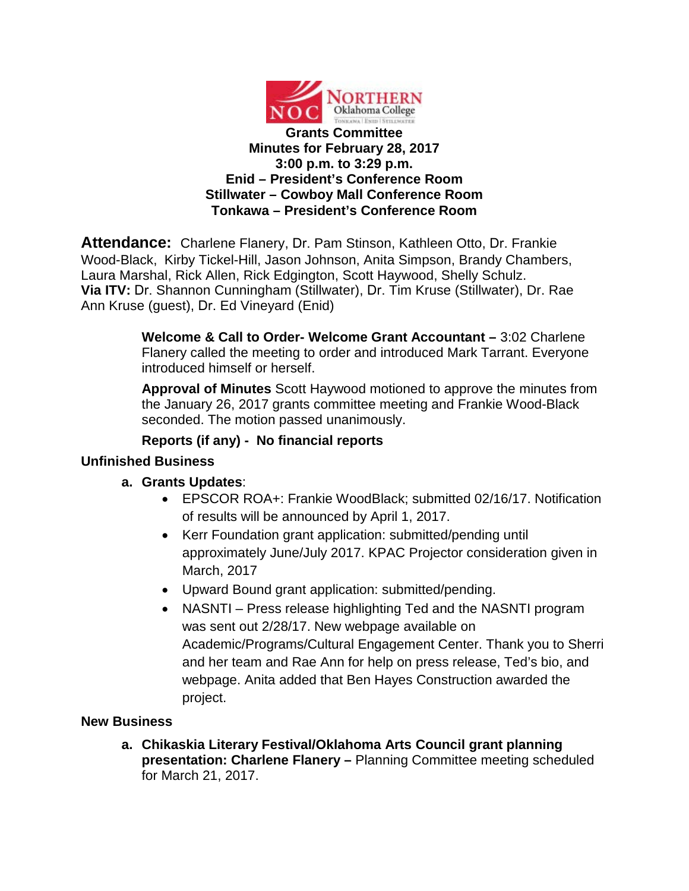**Grants Committee**
**Minutes for February 28, 2017**
**3:00 p.m. to 3:29 p.m.**
**Enid – President's Conference Room**
**Stillwater – Cowboy Mall Conference Room**
**Tonkawa – President's Conference Room**

**Attendance:** Charlene Flanery, Dr. Pam Stinson, Kathleen Otto, Dr. Frankie Wood-Black, Kirby Tickel-Hill, Jason Johnson, Anita Simpson, Brandy Chambers, Laura Marshal, Rick Allen, Rick Edgington, Scott Haywood, Shelly Schulz.
**Via ITV:** Dr. Shannon Cunningham (Stillwater), Dr. Tim Kruse (Stillwater), Dr. Rae Ann Kruse (guest), Dr. Ed Vineyard (Enid)

**Welcome & Call to Order- Welcome Grant Accountant –** 3:02 Charlene Flanery called the meeting to order and introduced Mark Tarrant. Everyone introduced himself or herself.

**Approval of Minutes** Scott Haywood motioned to approve the minutes from the January 26, 2017 grants committee meeting and Frankie Wood-Black seconded. The motion passed unanimously.

**Reports (if any) - No financial reports**

**Unfinished Business**

a. **Grants Updates**:
   - EPSCOR ROA+: Frankie WoodBlack; submitted 02/16/17. Notification of results will be announced by April 1, 2017.
   - Kerr Foundation grant application: submitted/pending until approximately June/July 2017. KPAC Projector consideration given in March, 2017
   - Upward Bound grant application: submitted/pending.
   - NASNTI – Press release highlighting Ted and the NASNTI program was sent out 2/28/17. New webpage available on Academic/Programs/Cultural Engagement Center. Thank you to Sherri and her team and Rae Ann for help on press release, Ted's bio, and webpage. Anita added that Ben Hayes Construction awarded the project.

**New Business**

a. **Chikaskia Literary Festival/Oklahoma Arts Council grant planning presentation: Charlene Flanery –** Planning Committee meeting scheduled for March 21, 2017.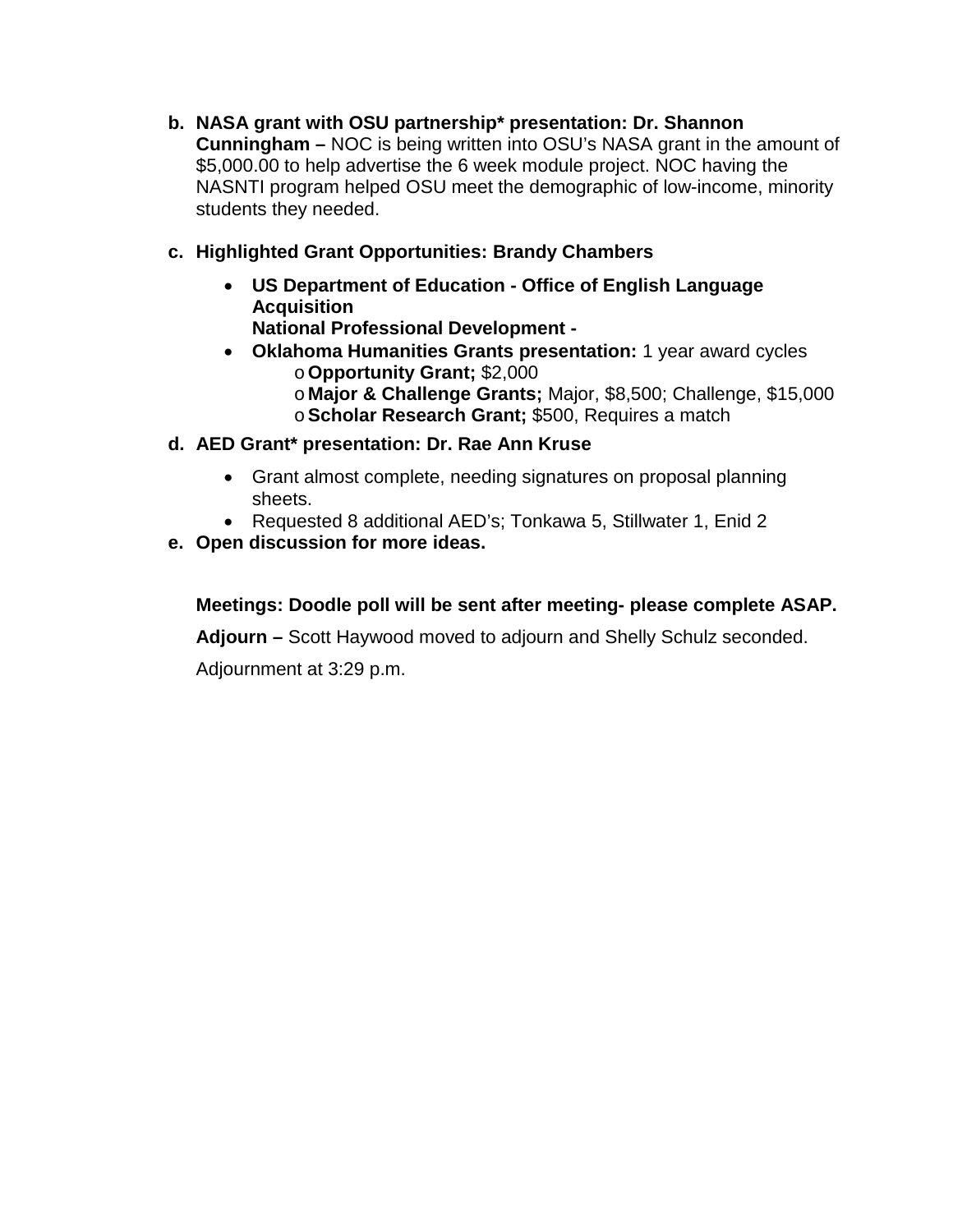b. **NASA grant with OSU partnership* presentation: Dr. Shannon Cunningham –** NOC is being written into OSU's NASA grant in the amount of $5,000.00 to help advertise the 6 week module project. NOC having the NASNTI program helped OSU meet the demographic of low-income, minority students they needed.

c. **Highlighted Grant Opportunities: Brandy Chambers**

   - **US Department of Education - Office of English Language Acquisition**
     **National Professional Development -**
   - **Oklahoma Humanities Grants presentation:** 1 year award cycles
     - **Opportunity Grant;** $2,000
     - **Major & Challenge Grants;** Major, $8,500; Challenge, $15,000
     - **Scholar Research Grant;** $500, Requires a match

d. **AED Grant* presentation: Dr. Rae Ann Kruse**

   - Grant almost complete, needing signatures on proposal planning sheets.
   - Requested 8 additional AED's; Tonkawa 5, Stillwater 1, Enid 2

e. **Open discussion for more ideas.**

**Meetings: Doodle poll will be sent after meeting- please complete ASAP.**

**Adjourn –** Scott Haywood moved to adjourn and Shelly Schulz seconded.

Adjournment at 3:29 p.m.